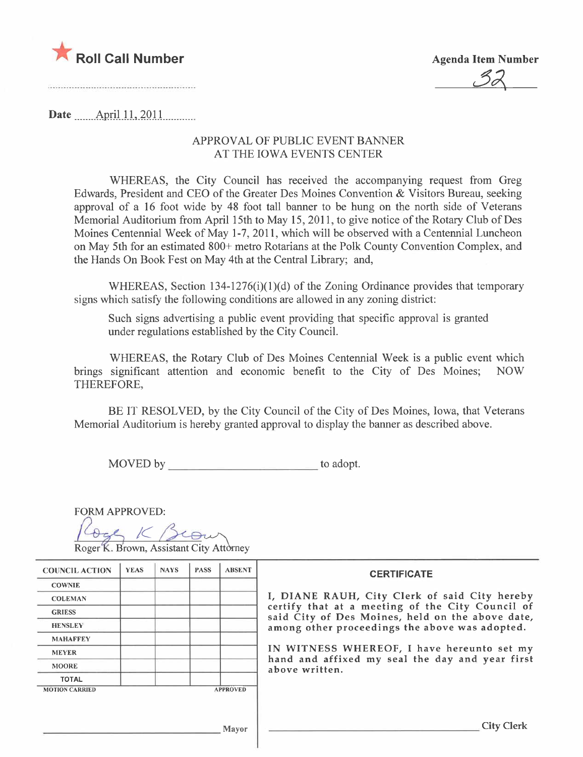★ **Roll Call Number**

**Agenda Item Number**

32

**Date** April 11, 2011

APPROVAL OF PUBLIC EVENT BANNER
AT THE IOWA EVENTS CENTER

WHEREAS, the City Council has received the accompanying request from Greg Edwards, President and CEO of the Greater Des Moines Convention & Visitors Bureau, seeking approval of a 16 foot wide by 48 foot tall banner to be hung on the north side of Veterans Memorial Auditorium from April 15th to May 15, 2011, to give notice of the Rotary Club of Des Moines Centennial Week of May 1-7, 2011, which will be observed with a Centennial Luncheon on May 5th for an estimated 800+ metro Rotarians at the Polk County Convention Complex, and the Hands On Book Fest on May 4th at the Central Library; and,

WHEREAS, Section 134-1276(i)(1)(d) of the Zoning Ordinance provides that temporary signs which satisfy the following conditions are allowed in any zoning district:

> Such signs advertising a public event providing that specific approval is granted under regulations established by the City Council.

WHEREAS, the Rotary Club of Des Moines Centennial Week is a public event which brings significant attention and economic benefit to the City of Des Moines; NOW THEREFORE,

BE IT RESOLVED, by the City Council of the City of Des Moines, Iowa, that Veterans Memorial Auditorium is hereby granted approval to display the banner as described above.

MOVED by ________________________ to adopt.

FORM APPROVED:

Roger K. Brown
Roger K. Brown, Assistant City Attorney

| COUNCIL ACTION | YEAS | NAYS | PASS | ABSENT |
|---|---|---|---|---|
| COWNIE | | | | |
| COLEMAN | | | | |
| GRIESS | | | | |
| HENSLEY | | | | |
| MAHAFFEY | | | | |
| MEYER | | | | |
| MOORE | | | | |
| TOTAL | | | | |
| MOTION CARRIED | | | | APPROVED |

________________________ Mayor

**CERTIFICATE**

I, DIANE RAUH, City Clerk of said City hereby certify that at a meeting of the City Council of said City of Des Moines, held on the above date, among other proceedings the above was adopted.

IN WITNESS WHEREOF, I have hereunto set my hand and affixed my seal the day and year first above written.

________________________ City Clerk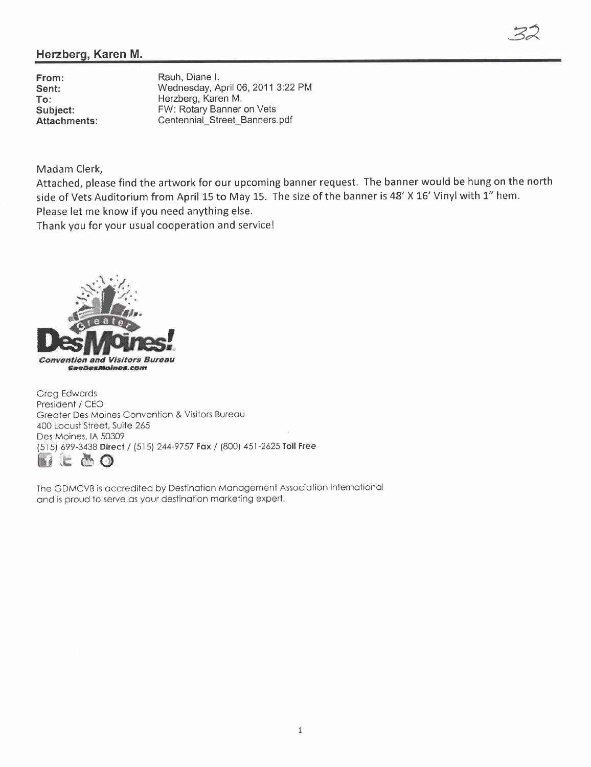## Herzberg, Karen M.

**From:** Rauh, Diane I.
**Sent:** Wednesday, April 06, 2011 3:22 PM
**To:** Herzberg, Karen M.
**Subject:** FW: Rotary Banner on Vets
**Attachments:** Centennial_Street_Banners.pdf

Madam Clerk,

Attached, please find the artwork for our upcoming banner request. The banner would be hung on the north side of Vets Auditorium from April 15 to May 15. The size of the banner is 48' X 16' Vinyl with 1" hem.

Please let me know if you need anything else.

Thank you for your usual cooperation and service!

Greater Des Moines! Convention and Visitors Bureau
SeeDesMoines.com

Greg Edwards
President / CEO
Greater Des Moines Convention & Visitors Bureau
400 Locust Street, Suite 265
Des Moines, IA 50309
(515) 699-3438 **Direct** / (515) 244-9757 **Fax** / (800) 451-2625 **Toll Free**

The GDMCVB is accredited by Destination Management Association International and is proud to serve as your destination marketing expert.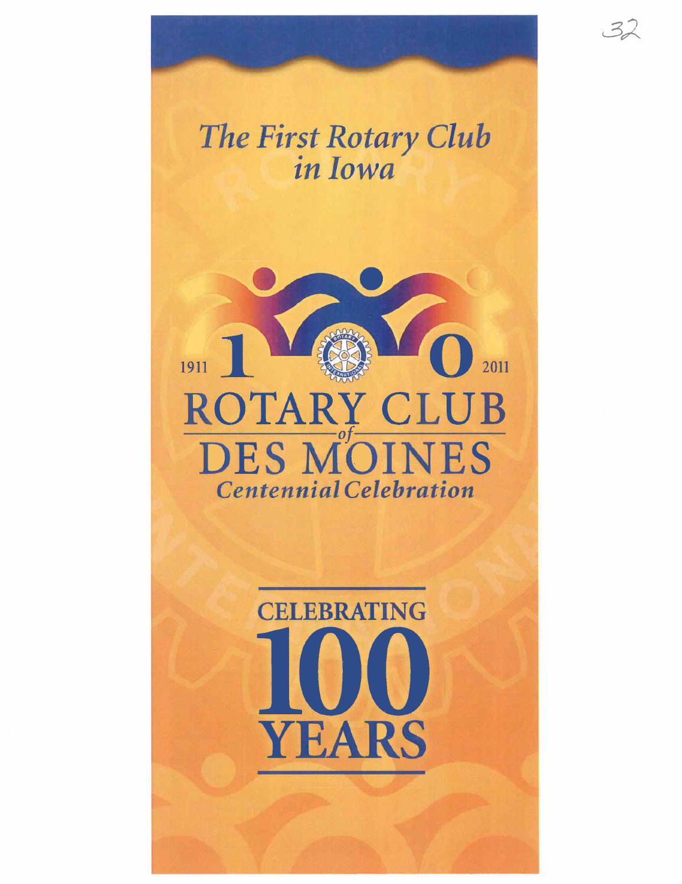# The First Rotary Club in Iowa

1911 1 0 2011

# ROTARY CLUB of DES MOINES

*Centennial Celebration*

## CELEBRATING 100 YEARS